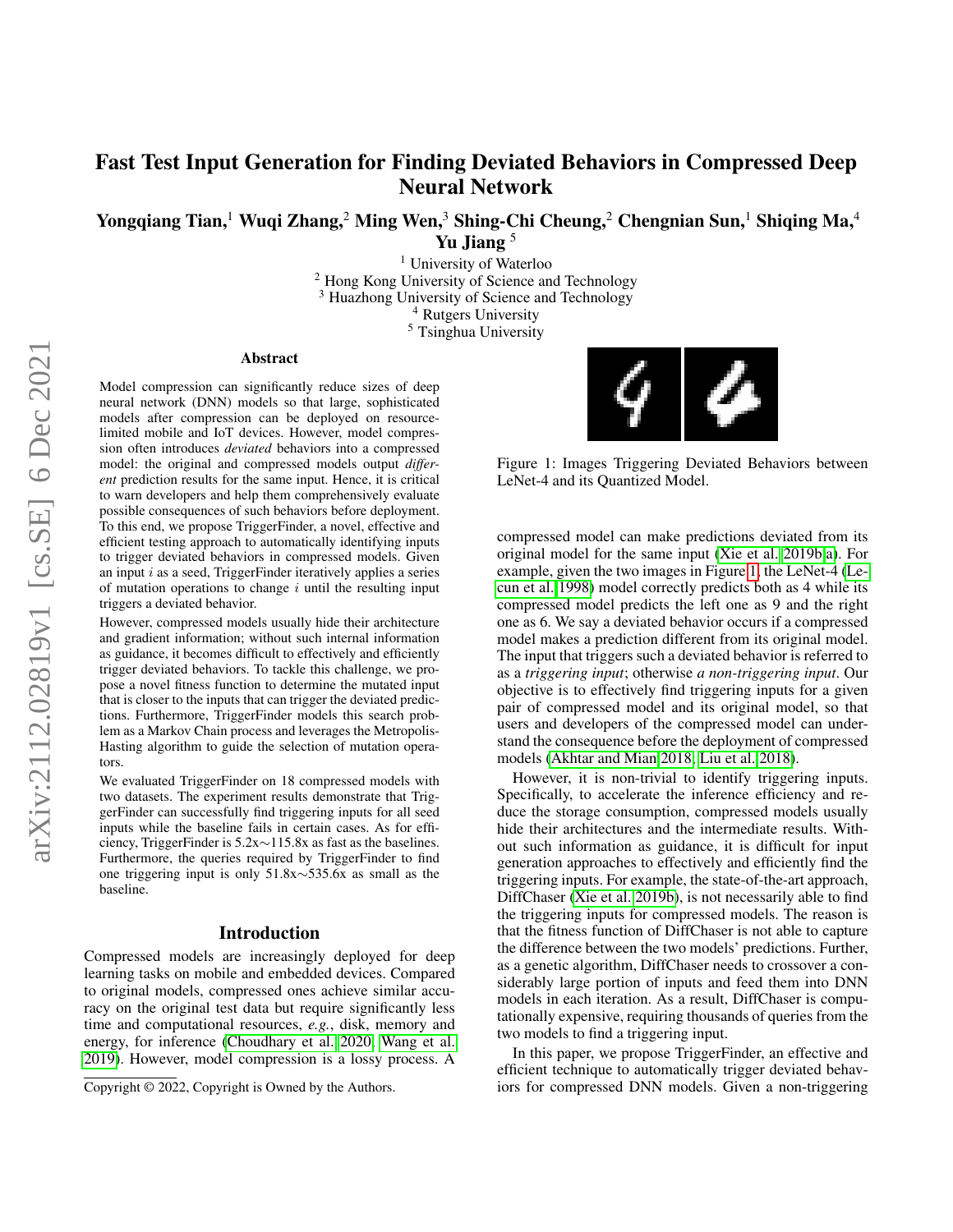# Fast Test Input Generation for Finding Deviated Behaviors in Compressed Deep Neural Network

**Yongqiang Tian,[1] Wuqi Zhang,[2] Ming Wen,[3] Shing-Chi Cheung,[2] Chengnian Sun,[1] Shiqing Ma,[4] Yu Jiang [5]**

[1] University of Waterloo
[2] Hong Kong University of Science and Technology
[3] Huazhong University of Science and Technology
[4] Rutgers University
[5] Tsinghua University

## Abstract

Model compression can significantly reduce sizes of deep neural network (DNN) models so that large, sophisticated models after compression can be deployed on resource-limited mobile and IoT devices. However, model compression often introduces *deviated* behaviors into a compressed model: the original and compressed models output *different* prediction results for the same input. Hence, it is critical to warn developers and help them comprehensively evaluate possible consequences of such behaviors before deployment. To this end, we propose TriggerFinder, a novel, effective and efficient testing approach to automatically identifying inputs to trigger deviated behaviors in compressed models. Given an input $i$ as a seed, TriggerFinder iteratively applies a series of mutation operations to change $i$ until the resulting input triggers a deviated behavior.

However, compressed models usually hide their architecture and gradient information; without such internal information as guidance, it becomes difficult to effectively and efficiently trigger deviated behaviors. To tackle this challenge, we propose a novel fitness function to determine the mutated input that is closer to the inputs that can trigger the deviated predictions. Furthermore, TriggerFinder models this search problem as a Markov Chain process and leverages the Metropolis-Hasting algorithm to guide the selection of mutation operators.

We evaluated TriggerFinder on 18 compressed models with two datasets. The experiment results demonstrate that TriggerFinder can successfully find triggering inputs for all seed inputs while the baseline fails in certain cases. As for efficiency, TriggerFinder is 5.2x∼115.8x as fast as the baselines. Furthermore, the queries required by TriggerFinder to find one triggering input is only 51.8x∼535.6x as small as the baseline.

## Introduction

Compressed models are increasingly deployed for deep learning tasks on mobile and embedded devices. Compared to original models, compressed ones achieve similar accuracy on the original test data but require significantly less time and computational resources, *e.g.*, disk, memory and energy, for inference (Choudhary et al. 2020; Wang et al. 2019). However, model compression is a lossy process. A compressed model can make predictions deviated from its original model for the same input (Xie et al. 2019b,a). For example, given the two images in Figure 1, the LeNet-4 (Lecun et al. 1998) model correctly predicts both as 4 while its compressed model predicts the left one as 9 and the right one as 6. We say a deviated behavior occurs if a compressed model makes a prediction different from its original model. The input that triggers such a deviated behavior is referred to as a *triggering input*; otherwise *a non-triggering input*. Our objective is to effectively find triggering inputs for a given pair of compressed model and its original model, so that users and developers of the compressed model can understand the consequence before the deployment of compressed models (Akhtar and Mian 2018; Liu et al. 2018).

Figure 1: Images Triggering Deviated Behaviors between LeNet-4 and its Quantized Model.

However, it is non-trivial to identify triggering inputs. Specifically, to accelerate the inference efficiency and reduce the storage consumption, compressed models usually hide their architectures and the intermediate results. Without such information as guidance, it is difficult for input generation approaches to effectively and efficiently find the triggering inputs. For example, the state-of-the-art approach, DiffChaser (Xie et al. 2019b), is not necessarily able to find the triggering inputs for compressed models. The reason is that the fitness function of DiffChaser is not able to capture the difference between the two models' predictions. Further, as a genetic algorithm, DiffChaser needs to crossover a considerably large portion of inputs and feed them into DNN models in each iteration. As a result, DiffChaser is computationally expensive, requiring thousands of queries from the two models to find a triggering input.

In this paper, we propose TriggerFinder, an effective and efficient technique to automatically trigger deviated behaviors for compressed DNN models. Given a non-triggering

Copyright © 2022, Copyright is Owned by the Authors.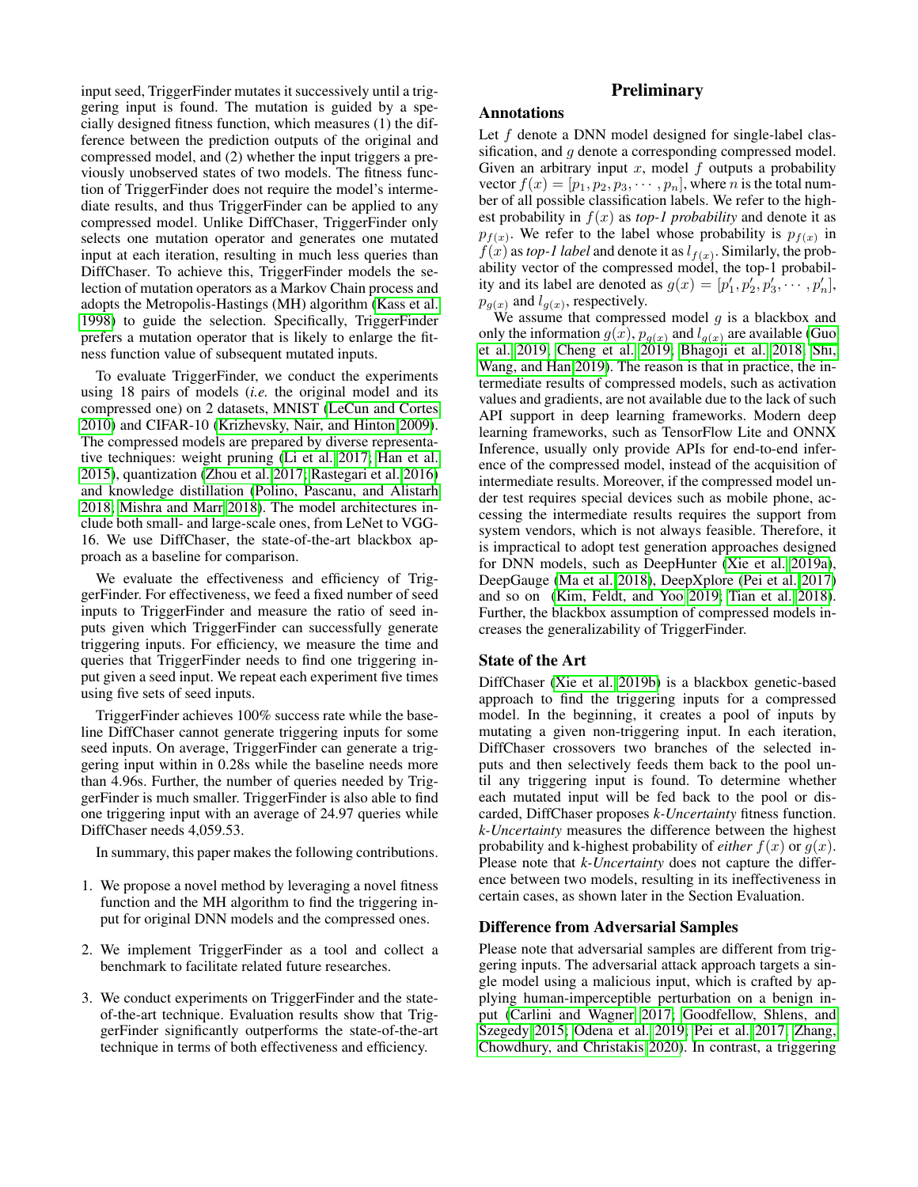input seed, TriggerFinder mutates it successively until a triggering input is found. The mutation is guided by a specially designed fitness function, which measures (1) the difference between the prediction outputs of the original and compressed model, and (2) whether the input triggers a previously unobserved states of two models. The fitness function of TriggerFinder does not require the model's intermediate results, and thus TriggerFinder can be applied to any compressed model. Unlike DiffChaser, TriggerFinder only selects one mutation operator and generates one mutated input at each iteration, resulting in much less queries than DiffChaser. To achieve this, TriggerFinder models the selection of mutation operators as a Markov Chain process and adopts the Metropolis-Hastings (MH) algorithm (Kass et al. 1998) to guide the selection. Specifically, TriggerFinder prefers a mutation operator that is likely to enlarge the fitness function value of subsequent mutated inputs.

To evaluate TriggerFinder, we conduct the experiments using 18 pairs of models (*i.e.* the original model and its compressed one) on 2 datasets, MNIST (LeCun and Cortes 2010) and CIFAR-10 (Krizhevsky, Nair, and Hinton 2009). The compressed models are prepared by diverse representative techniques: weight pruning (Li et al. 2017; Han et al. 2015), quantization (Zhou et al. 2017; Rastegari et al. 2016) and knowledge distillation (Polino, Pascanu, and Alistarh 2018; Mishra and Marr 2018). The model architectures include both small- and large-scale ones, from LeNet to VGG-16. We use DiffChaser, the state-of-the-art blackbox approach as a baseline for comparison.

We evaluate the effectiveness and efficiency of TriggerFinder. For effectiveness, we feed a fixed number of seed inputs to TriggerFinder and measure the ratio of seed inputs given which TriggerFinder can successfully generate triggering inputs. For efficiency, we measure the time and queries that TriggerFinder needs to find one triggering input given a seed input. We repeat each experiment five times using five sets of seed inputs.

TriggerFinder achieves 100% success rate while the baseline DiffChaser cannot generate triggering inputs for some seed inputs. On average, TriggerFinder can generate a triggering input within in 0.28s while the baseline needs more than 4.96s. Further, the number of queries needed by TriggerFinder is much smaller. TriggerFinder is also able to find one triggering input with an average of 24.97 queries while DiffChaser needs 4,059.53.

In summary, this paper makes the following contributions.

1. We propose a novel method by leveraging a novel fitness function and the MH algorithm to find the triggering input for original DNN models and the compressed ones.
2. We implement TriggerFinder as a tool and collect a benchmark to facilitate related future researches.
3. We conduct experiments on TriggerFinder and the state-of-the-art technique. Evaluation results show that TriggerFinder significantly outperforms the state-of-the-art technique in terms of both effectiveness and efficiency.

# Preliminary

## Annotations

Let $f$ denote a DNN model designed for single-label classification, and $g$ denote a corresponding compressed model. Given an arbitrary input $x$, model $f$ outputs a probability vector $f(x) = [p_1, p_2, p_3, \cdots, p_n]$, where $n$ is the total number of all possible classification labels. We refer to the highest probability in $f(x)$ as *top-1 probability* and denote it as $p_{f(x)}$. We refer to the label whose probability is $p_{f(x)}$ in $f(x)$ as *top-1 label* and denote it as $l_{f(x)}$. Similarly, the probability vector of the compressed model, the top-1 probability and its label are denoted as $g(x) = [p'_1, p'_2, p'_3, \cdots, p'_n]$, $p_{g(x)}$ and $l_{g(x)}$, respectively.

We assume that compressed model $g$ is a blackbox and only the information $g(x)$, $p_{g(x)}$ and $l_{g(x)}$ are available (Guo et al. 2019; Cheng et al. 2019; Bhagoji et al. 2018; Shi, Wang, and Han 2019). The reason is that in practice, the intermediate results of compressed models, such as activation values and gradients, are not available due to the lack of such API support in deep learning frameworks. Modern deep learning frameworks, such as TensorFlow Lite and ONNX Inference, usually only provide APIs for end-to-end inference of the compressed model, instead of the acquisition of intermediate results. Moreover, if the compressed model under test requires special devices such as mobile phone, accessing the intermediate results requires the support from system vendors, which is not always feasible. Therefore, it is impractical to adopt test generation approaches designed for DNN models, such as DeepHunter (Xie et al. 2019a), DeepGauge (Ma et al. 2018), DeepXplore (Pei et al. 2017) and so on (Kim, Feldt, and Yoo 2019; Tian et al. 2018). Further, the blackbox assumption of compressed models increases the generalizability of TriggerFinder.

## State of the Art

DiffChaser (Xie et al. 2019b) is a blackbox genetic-based approach to find the triggering inputs for a compressed model. In the beginning, it creates a pool of inputs by mutating a given non-triggering input. In each iteration, DiffChaser crossovers two branches of the selected inputs and then selecictively feeds them back to the pool until any triggering input is found. To determine whether each mutated input will be fed back to the pool or discarded, DiffChaser proposes *k-Uncertainty* fitness function. *k-Uncertainty* measures the difference between the highest probability and k-highest probability of *either* $f(x)$ or $g(x)$. Please note that *k-Uncertainty* does not capture the difference between two models, resulting in its ineffectiveness in certain cases, as shown later in the Section Evaluation.

## Difference from Adversarial Samples

Please note that adversarial samples are different from triggering inputs. The adversarial attack approach targets a single model using a malicious input, which is crafted by applying human-imperceptible perturbation on a benign input (Carlini and Wagner 2017; Goodfellow, Shlens, and Szegedy 2015; Odena et al. 2019; Pei et al. 2017; Zhang, Chowdhury, and Christakis 2020). In contrast, a triggering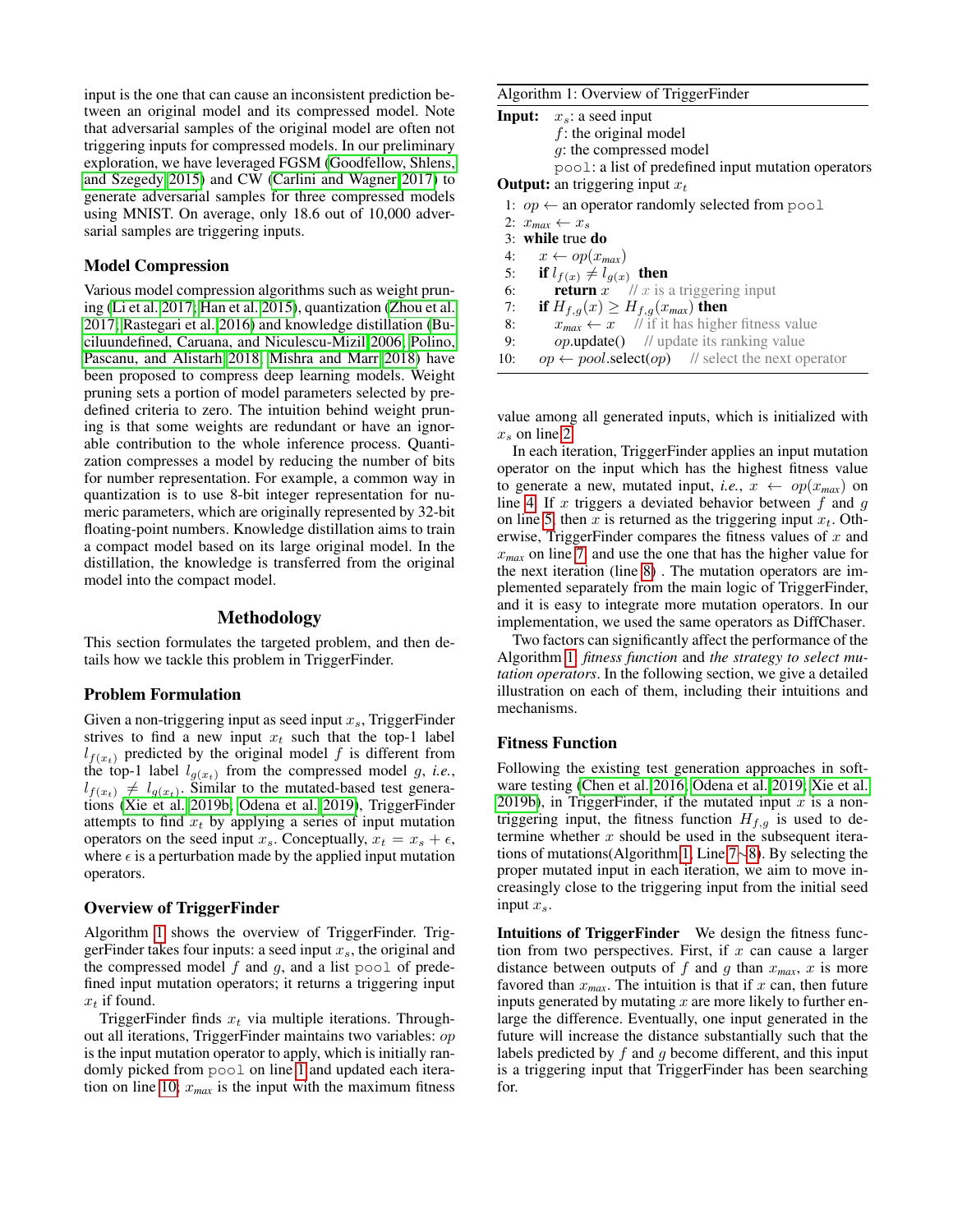input is the one that can cause an inconsistent prediction between an original model and its compressed model. Note that adversarial samples of the original model are often not triggering inputs for compressed models. In our preliminary exploration, we have leveraged FGSM (Goodfellow, Shlens, and Szegedy 2015) and CW (Carlini and Wagner 2017) to generate adversarial samples for three compressed models using MNIST. On average, only 18.6 out of 10,000 adversarial samples are triggering inputs.

### Model Compression

Various model compression algorithms such as weight pruning (Li et al. 2017; Han et al. 2015), quantization (Zhou et al. 2017; Rastegari et al. 2016) and knowledge distillation (Buciluundefined, Caruana, and Niculescu-Mizil 2006; Polino, Pascanu, and Alistarh 2018; Mishra and Marr 2018) have been proposed to compress deep learning models. Weight pruning sets a portion of model parameters selected by predefined criteria to zero. The intuition behind weight pruning is that some weights are redundant or have an ignorable contribution to the whole inference process. Quantization compresses a model by reducing the number of bits for number representation. For example, a common way in quantization is to use 8-bit integer representation for numeric parameters, which are originally represented by 32-bit floating-point numbers. Knowledge distillation aims to train a compact model based on its large original model. In the distillation, the knowledge is transferred from the original model into the compact model.

## Methodology

This section formulates the targeted problem, and then details how we tackle this problem in TriggerFinder.

### Problem Formulation

Given a non-triggering input as seed input $x_s$, TriggerFinder strives to find a new input $x_t$ such that the top-1 label $l_{f(x_t)}$ predicted by the original model $f$ is different from the top-1 label $l_{g(x_t)}$ from the compressed model $g$, *i.e.*, $l_{f(x_t)} \neq l_{g(x_t)}$. Similar to the mutated-based test generations (Xie et al. 2019b; Odena et al. 2019), TriggerFinder attempts to find $x_t$ by applying a series of input mutation operators on the seed input $x_s$. Conceptually, $x_t = x_s + \epsilon$, where $\epsilon$ is a perturbation made by the applied input mutation operators.

### Overview of TriggerFinder

Algorithm 1 shows the overview of TriggerFinder. TriggerFinder takes four inputs: a seed input $x_s$, the original and the compressed model $f$ and $g$, and a list `pool` of predefined input mutation operators; it returns a triggering input $x_t$ if found.

TriggerFinder finds $x_t$ via multiple iterations. Throughout all iterations, TriggerFinder maintains two variables: $op$ is the input mutation operator to apply, which is initially randomly picked from `pool` on line 1 and updated each iteration on line 10; $x_{max}$ is the input with the maximum fitness value among all generated inputs, which is initialized with $x_s$ on line 2.

**Algorithm 1: Overview of TriggerFinder**

**Input:** $x_s$: a seed input
$f$: the original model
$g$: the compressed model
`pool`: a list of predefined input mutation operators
**Output:** an triggering input $x_t$

```
1:  op ← an operator randomly selected from pool
2:  x_max ← x_s
3:  while true do
4:      x ← op(x_max)
5:      if l_f(x) ≠ l_g(x) then
6:          return x    // x is a triggering input
7:      if H_f,g(x) ≥ H_f,g(x_max) then
8:          x_max ← x    // if it has higher fitness value
9:          op.update()    // update its ranking value
10:     op ← pool.select(op)    // select the next operator
```

In each iteration, TriggerFinder applies an input mutation operator on the input which has the highest fitness value to generate a new, mutated input, *i.e.*, $x \leftarrow op(x_{max})$ on line 4. If $x$ triggers a deviated behavior between $f$ and $g$ on line 5, then $x$ is returned as the triggering input $x_t$. Otherwise, TriggerFinder compares the fitness values of $x$ and $x_{max}$ on line 7 and use the one that has the higher value for the next iteration (line 8) . The mutation operators are implemented separately from the main logic of TriggerFinder, and it is easy to integrate more mutation operators. In our implementation, we used the same operators as DiffChaser.

Two factors can significantly affect the performance of the Algorithm 1: *fitness function* and *the strategy to select mutation operators*. In the following section, we give a detailed illustration on each of them, including their intuitions and mechanisms.

### Fitness Function

Following the existing test generation approaches in software testing (Chen et al. 2016; Odena et al. 2019; Xie et al. 2019b), in TriggerFinder, if the mutated input $x$ is a non-triggering input, the fitness function $H_{f,g}$ is used to determine whether $x$ should be used in the subsequent iterations of mutations(Algorithm 1, Line 7~8). By selecting the proper mutated input in each iteration, we aim to move increasingly close to the triggering input from the initial seed input $x_s$.

**Intuitions of TriggerFinder** We design the fitness function from two perspectives. First, if $x$ can cause a larger distance between outputs of $f$ and $g$ than $x_{max}$, $x$ is more favored than $x_{max}$. The intuition is that if $x$ can, then future inputs generated by mutating $x$ are more likely to further enlarge the difference. Eventually, one input generated in the future will increase the distance substantially such that the labels predicted by $f$ and $g$ become different, and this input is a triggering input that TriggerFinder has been searching for.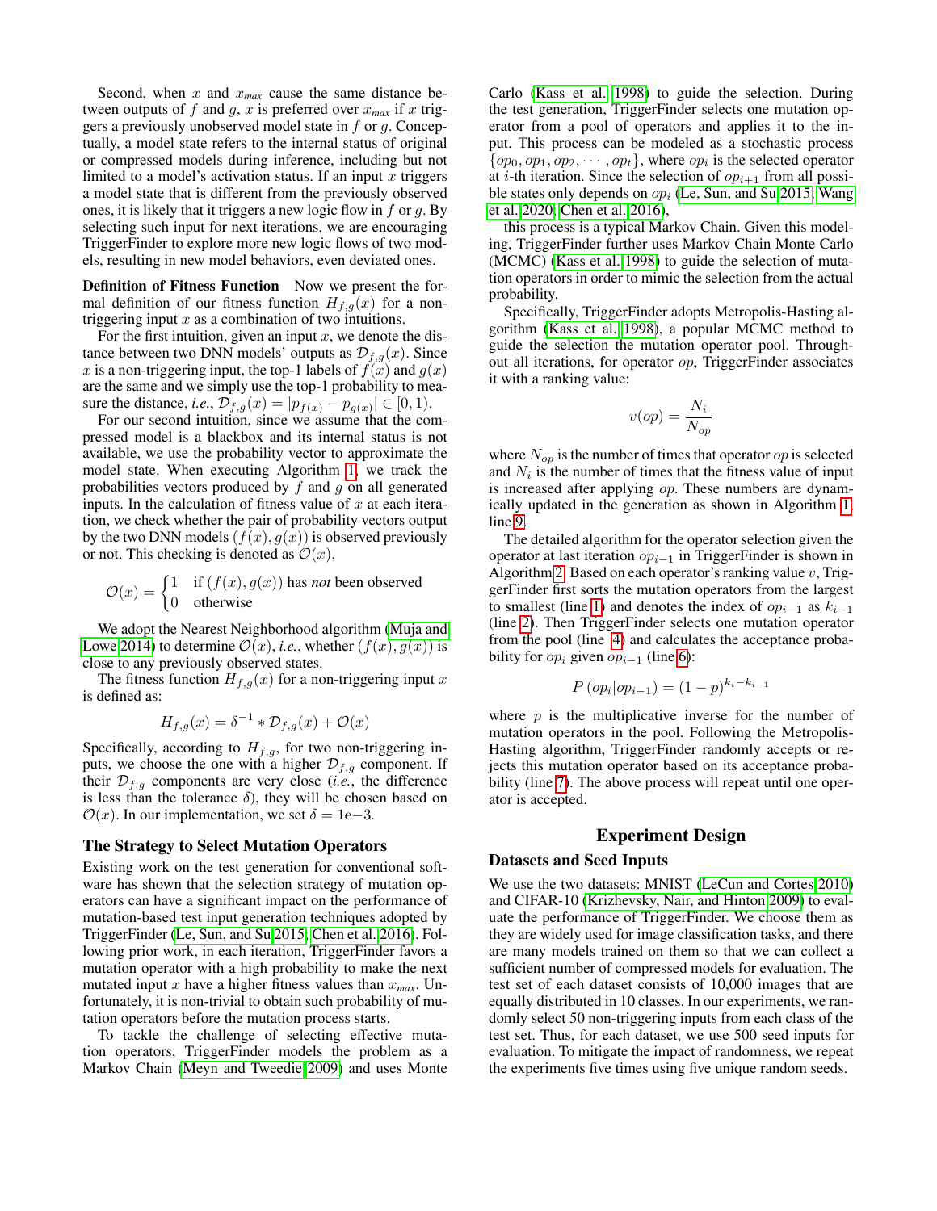Second, when $x$ and $x_{max}$ cause the same distance between outputs of $f$ and $g$, $x$ is preferred over $x_{max}$ if $x$ triggers a previously unobserved model state in $f$ or $g$. Conceptually, a model state refers to the internal status of original or compressed models during inference, including but not limited to a model's activation status. If an input $x$ triggers a model state that is different from the previously observed ones, it is likely that it triggers a new logic flow in $f$ or $g$. By selecting such input for next iterations, we are encouraging TriggerFinder to explore more new logic flows of two models, resulting in new model behaviors, even deviated ones.

**Definition of Fitness Function** Now we present the formal definition of our fitness function $H_{f,g}(x)$ for a non-triggering input $x$ as a combination of two intuitions.

For the first intuition, given an input $x$, we denote the distance between two DNN models' outputs as $\mathcal{D}_{f,g}(x)$. Since $x$ is a non-triggering input, the top-1 labels of $f(x)$ and $g(x)$ are the same and we simply use the top-1 probability to measure the distance, *i.e.*, $\mathcal{D}_{f,g}(x) = |p_{f(x)} - p_{g(x)}| \in [0, 1)$.

For our second intuition, since we assume that the compressed model is a blackbox and its internal status is not available, we use the probability vector to approximate the model state. When executing Algorithm 1, we track the probabilities vectors produced by $f$ and $g$ on all generated inputs. In the calculation of fitness value of $x$ at each iteration, we check whether the pair of probability vectors output by the two DNN models $(f(x), g(x))$ is observed previously or not. This checking is denoted as $\mathcal{O}(x)$,

$$\mathcal{O}(x) = \begin{cases} 1 & \text{if } (f(x), g(x)) \text{ has } \textit{not} \text{ been observed} \\ 0 & \text{otherwise} \end{cases}$$

We adopt the Nearest Neighborhood algorithm (Muja and Lowe 2014) to determine $\mathcal{O}(x)$, *i.e.*, whether $(f(x), g(x))$ is close to any previously observed states.

The fitness function $H_{f,g}(x)$ for a non-triggering input $x$ is defined as:

$$H_{f,g}(x) = \delta^{-1} * \mathcal{D}_{f,g}(x) + \mathcal{O}(x)$$

Specifically, according to $H_{f,g}$, for two non-triggering inputs, we choose the one with a higher $\mathcal{D}_{f,g}$ component. If their $\mathcal{D}_{f,g}$ components are very close (*i.e.*, the difference is less than the tolerance $\delta$), they will be chosen based on $\mathcal{O}(x)$. In our implementation, we set $\delta = 1\text{e}{-3}$.

### The Strategy to Select Mutation Operators

Existing work on the test generation for conventional software has shown that the selection strategy of mutation operators can have a significant impact on the performance of mutation-based test input generation techniques adopted by TriggerFinder (Le, Sun, and Su 2015; Chen et al. 2016). Following prior work, in each iteration, TriggerFinder favors a mutation operator with a high probability to make the next mutated input $x$ have a higher fitness values than $x_{max}$. Unfortunately, it is non-trivial to obtain such probability of mutation operators before the mutation process starts.

To tackle the challenge of selecting effective mutation operators, TriggerFinder models the problem as a Markov Chain (Meyn and Tweedie 2009) and uses Monte Carlo (Kass et al. 1998) to guide the selection. During the test generation, TriggerFinder selects one mutation operator from a pool of operators and applies it to the input. This process can be modeled as a stochastic process $\{op_0, op_1, op_2, \cdots, op_t\}$, where $op_i$ is the selected operator at $i$-th iteration. Since the selection of $op_{i+1}$ from all possible states only depends on $op_i$ (Le, Sun, and Su 2015; Wang et al. 2020; Chen et al. 2016),

this process is a typical Markov Chain. Given this modeling, TriggerFinder further uses Markov Chain Monte Carlo (MCMC) (Kass et al. 1998) to guide the selection of mutation operators in order to mimic the selection from the actual probability.

Specifically, TriggerFinder adopts Metropolis-Hasting algorithm (Kass et al. 1998), a popular MCMC method to guide the selection the mutation operator pool. Throughout all iterations, for operator $op$, TriggerFinder associates it with a ranking value:

$$v(op) = \frac{N_i}{N_{op}}$$

where $N_{op}$ is the number of times that operator $op$ is selected and $N_i$ is the number of times that the fitness value of input is increased after applying $op$. These numbers are dynamically updated in the generation as shown in Algorithm 1, line 9.

The detailed algorithm for the operator selection given the operator at last iteration $op_{i-1}$ in TriggerFinder is shown in Algorithm 2. Based on each operator's ranking value $v$, TriggerFinder first sorts the mutation operators from the largest to smallest (line 1) and denotes the index of $op_{i-1}$ as $k_{i-1}$ (line 2). Then TriggerFinder selects one mutation operator from the pool (line 4) and calculates the acceptance probability for $op_i$ given $op_{i-1}$ (line 6):

$$P\left(op_i|op_{i-1}\right) = (1-p)^{k_i - k_{i-1}}$$

where $p$ is the multiplicative inverse for the number of mutation operators in the pool. Following the Metropolis-Hasting algorithm, TriggerFinder randomly accepts or rejects this mutation operator based on its acceptance probability (line 7). The above process will repeat until one operator is accepted.

## Experiment Design

### Datasets and Seed Inputs

We use the two datasets: MNIST (LeCun and Cortes 2010) and CIFAR-10 (Krizhevsky, Nair, and Hinton 2009) to evaluate the performance of TriggerFinder. We choose them as they are widely used for image classification tasks, and there are many models trained on them so that we can collect a sufficient number of compressed models for evaluation. The test set of each dataset consists of 10,000 images that are equally distributed in 10 classes. In our experiments, we randomly select 50 non-triggering inputs from each class of the test set. Thus, for each dataset, we use 500 seed inputs for evaluation. To mitigate the impact of randomness, we repeat the experiments five times using five unique random seeds.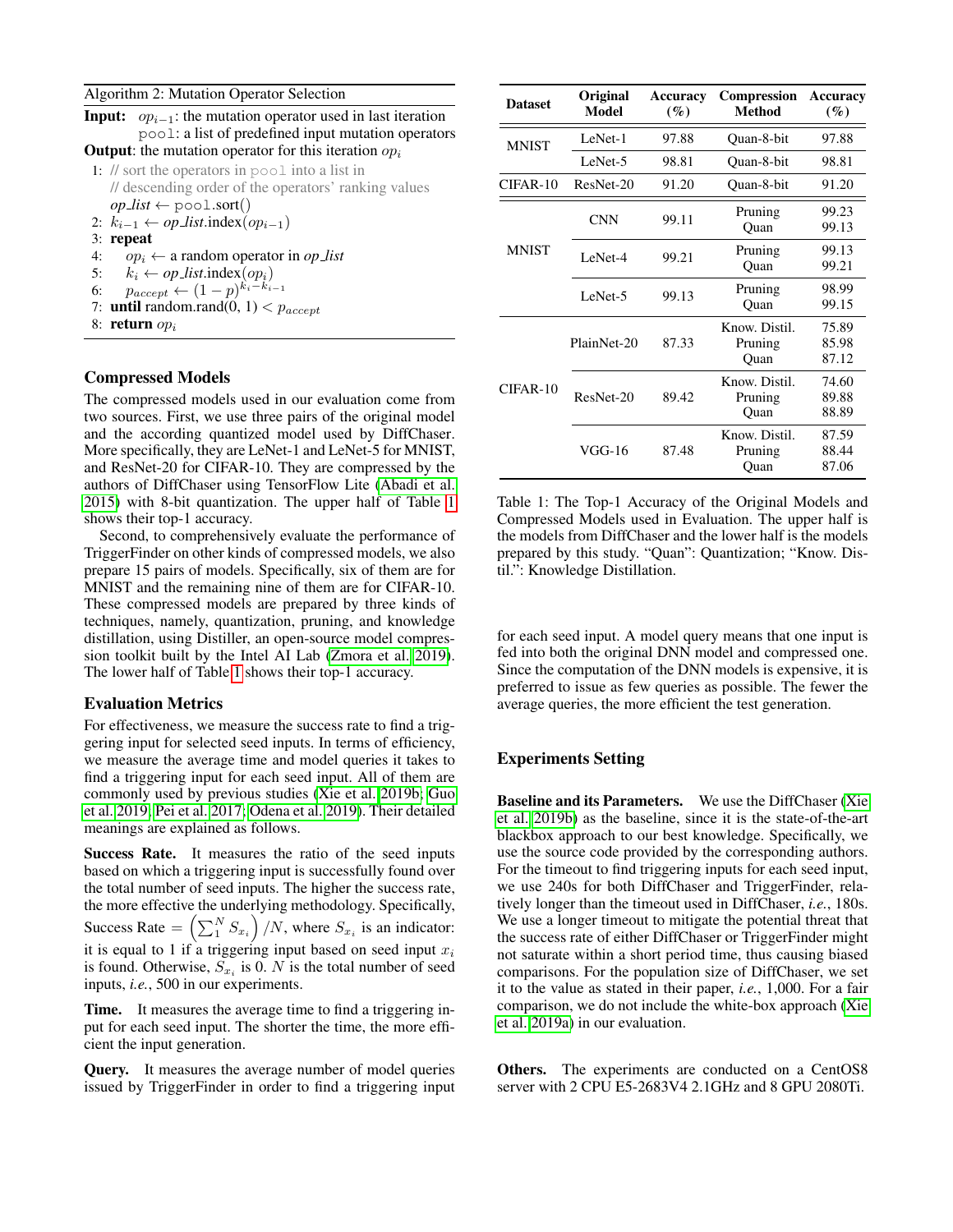Algorithm 2: Mutation Operator Selection

**Input:** $op_{i-1}$: the mutation operator used in last iteration
`pool`: a list of predefined input mutation operators

**Output**: the mutation operator for this iteration $op_i$

1: // sort the operators in `pool` into a list in
// descending order of the operators' ranking values
*op_list* ← `pool`.sort()
2: $k_{i-1}$ ← *op_list*.index($op_{i-1}$)
3: **repeat**
4: $op_i$ ← a random operator in *op_list*
5: $k_i$ ← *op_list*.index($op_i$)
6: $p_{accept} \leftarrow (1-p)^{k_i - k_{i-1}}$
7: **until** random.rand(0, 1) < $p_{accept}$
8: **return** $op_i$

## Compressed Models

The compressed models used in our evaluation come from two sources. First, we use three pairs of the original model and the according quantized model used by DiffChaser. More specifically, they are LeNet-1 and LeNet-5 for MNIST, and ResNet-20 for CIFAR-10. They are compressed by the authors of DiffChaser using TensorFlow Lite (Abadi et al. 2015) with 8-bit quantization. The upper half of Table 1 shows their top-1 accuracy.

Second, to comprehensively evaluate the performance of TriggerFinder on other kinds of compressed models, we also prepare 15 pairs of models. Specifically, six of them are for MNIST and the remaining nine of them are for CIFAR-10. These compressed models are prepared by three kinds of techniques, namely, quantization, pruning, and knowledge distillation, using Distiller, an open-source model compression toolkit built by the Intel AI Lab (Zmora et al. 2019). The lower half of Table 1 shows their top-1 accuracy.

| Dataset | Original Model | Accuracy (%) | Compression Method | Accuracy (%) |
|---|---|---|---|---|
| MNIST | LeNet-1 | 97.88 | Quan-8-bit | 97.88 |
| | LeNet-5 | 98.81 | Quan-8-bit | 98.81 |
| CIFAR-10 | ResNet-20 | 91.20 | Quan-8-bit | 91.20 |
| MNIST | CNN | 99.11 | Pruning | 99.23 |
| | | | Quan | 99.13 |
| | LeNet-4 | 99.21 | Pruning | 99.13 |
| | | | Quan | 99.21 |
| | LeNet-5 | 99.13 | Pruning | 98.99 |
| | | | Quan | 99.15 |
| CIFAR-10 | PlainNet-20 | 87.33 | Know. Distil. | 75.89 |
| | | | Pruning | 85.98 |
| | | | Quan | 87.12 |
| | ResNet-20 | 89.42 | Know. Distil. | 74.60 |
| | | | Pruning | 89.88 |
| | | | Quan | 88.89 |
| | VGG-16 | 87.48 | Know. Distil. | 87.59 |
| | | | Pruning | 88.44 |
| | | | Quan | 87.06 |

Table 1: The Top-1 Accuracy of the Original Models and Compressed Models used in Evaluation. The upper half is the models from DiffChaser and the lower half is the models prepared by this study. "Quan": Quantization; "Know. Distil.": Knowledge Distillation.

## Evaluation Metrics

For effectiveness, we measure the success rate to find a triggering input for selected seed inputs. In terms of efficiency, we measure the average time and model queries it takes to find a triggering input for each seed input. All of them are commonly used by previous studies (Xie et al. 2019b; Guo et al. 2019; Pei et al. 2017; Odena et al. 2019). Their detailed meanings are explained as follows.

**Success Rate.** It measures the ratio of the seed inputs based on which a triggering input is successfully found over the total number of seed inputs. The higher the success rate, the more effective the underlying methodology. Specifically, Success Rate $= \left(\sum_1^N S_{x_i}\right)/N$, where $S_{x_i}$ is an indicator: it is equal to 1 if a triggering input based on seed input $x_i$ is found. Otherwise, $S_{x_i}$ is 0. $N$ is the total number of seed inputs, *i.e.*, 500 in our experiments.

**Time.** It measures the average time to find a triggering input for each seed input. The shorter the time, the more efficient the input generation.

**Query.** It measures the average number of model queries issued by TriggerFinder in order to find a triggering input for each seed input. A model query means that one input is fed into both the original DNN model and compressed one. Since the computation of the DNN models is expensive, it is preferred to issue as few queries as possible. The fewer the average queries, the more efficient the test generation.

## Experiments Setting

**Baseline and its Parameters.** We use the DiffChaser (Xie et al. 2019b) as the baseline, since it is the state-of-the-art blackbox approach to our best knowledge. Specifically, we use the source code provided by the corresponding authors. For the timeout to find triggering inputs for each seed input, we use 240s for both DiffChaser and TriggerFinder, relatively longer than the timeout used in DiffChaser, *i.e.*, 180s. We use a longer timeout to mitigate the potential threat that the success rate of either DiffChaser or TriggerFinder might not saturate within a short period time, thus causing biased comparisons. For the population size of DiffChaser, we set it to the value as stated in their paper, *i.e.*, 1,000. For a fair comparison, we do not include the white-box approach (Xie et al. 2019a) in our evaluation.

**Others.** The experiments are conducted on a CentOS8 server with 2 CPU E5-2683V4 2.1GHz and 8 GPU 2080Ti.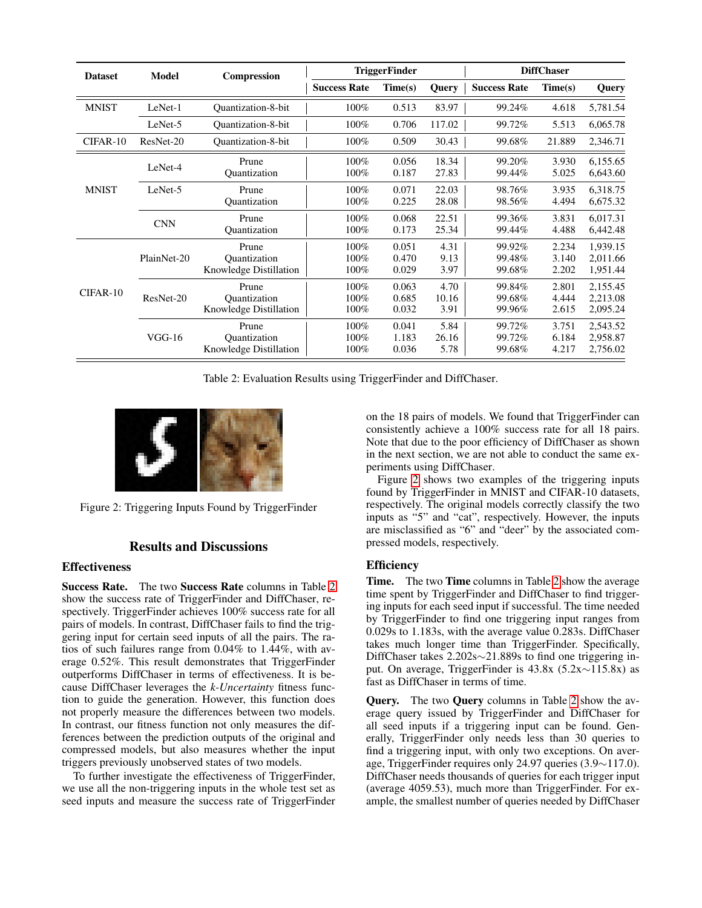| Dataset | Model | Compression | TriggerFinder | | | DiffChaser | | |
|---|---|---|---|---|---|---|---|---|
| | | | Success Rate | Time(s) | Query | Success Rate | Time(s) | Query |
| MNIST | LeNet-1 | Quantization-8-bit | 100% | 0.513 | 83.97 | 99.24% | 4.618 | 5,781.54 |
| | LeNet-5 | Quantization-8-bit | 100% | 0.706 | 117.02 | 99.72% | 5.513 | 6,065.78 |
| CIFAR-10 | ResNet-20 | Quantization-8-bit | 100% | 0.509 | 30.43 | 99.68% | 21.889 | 2,346.71 |
| MNIST | LeNet-4 | Prune | 100% | 0.056 | 18.34 | 99.20% | 3.930 | 6,155.65 |
| | | Quantization | 100% | 0.187 | 27.83 | 99.44% | 5.025 | 6,643.60 |
| | LeNet-5 | Prune | 100% | 0.071 | 22.03 | 98.76% | 3.935 | 6,318.75 |
| | | Quantization | 100% | 0.225 | 28.08 | 98.56% | 4.494 | 6,675.32 |
| | CNN | Prune | 100% | 0.068 | 22.51 | 99.36% | 3.831 | 6,017.31 |
| | | Quantization | 100% | 0.173 | 25.34 | 99.44% | 4.488 | 6,442.48 |
| CIFAR-10 | PlainNet-20 | Prune | 100% | 0.051 | 4.31 | 99.92% | 2.234 | 1,939.15 |
| | | Quantization | 100% | 0.470 | 9.13 | 99.48% | 3.140 | 2,011.66 |
| | | Knowledge Distillation | 100% | 0.029 | 3.97 | 99.68% | 2.202 | 1,951.44 |
| | ResNet-20 | Prune | 100% | 0.063 | 4.70 | 99.84% | 2.801 | 2,155.45 |
| | | Quantization | 100% | 0.685 | 10.16 | 99.68% | 4.444 | 2,213.08 |
| | | Knowledge Distillation | 100% | 0.032 | 3.91 | 99.96% | 2.615 | 2,095.24 |
| | VGG-16 | Prune | 100% | 0.041 | 5.84 | 99.72% | 3.751 | 2,543.52 |
| | | Quantization | 100% | 1.183 | 26.16 | 99.72% | 6.184 | 2,958.87 |
| | | Knowledge Distillation | 100% | 0.036 | 5.78 | 99.68% | 4.217 | 2,756.02 |

Table 2: Evaluation Results using TriggerFinder and DiffChaser.

Figure 2: Triggering Inputs Found by TriggerFinder

## Results and Discussions

### Effectiveness

**Success Rate.** The two **Success Rate** columns in Table 2 show the success rate of TriggerFinder and DiffChaser, respectively. TriggerFinder achieves 100% success rate for all pairs of models. In contrast, DiffChaser fails to find the triggering input for certain seed inputs of all the pairs. The ratios of such failures range from 0.04% to 1.44%, with average 0.52%. This result demonstrates that TriggerFinder outperforms DiffChaser in terms of effectiveness. It is because DiffChaser leverages the *k-Uncertainty* fitness function to guide the generation. However, this function does not properly measure the differences between two models. In contrast, our fitness function not only measures the differences between the prediction outputs of the original and compressed models, but also measures whether the input triggers previously unobserved states of two models.

To further investigate the effectiveness of TriggerFinder, we use all the non-triggering inputs in the whole test set as seed inputs and measure the success rate of TriggerFinder on the 18 pairs of models. We found that TriggerFinder can consistently achieve a 100% success rate for all 18 pairs. Note that due to the poor efficiency of DiffChaser as shown in the next section, we are not able to conduct the same experiments using DiffChaser.

Figure 2 shows two examples of the triggering inputs found by TriggerFinder in MNIST and CIFAR-10 datasets, respectively. The original models correctly classify the two inputs as "5" and "cat", respectively. However, the inputs are misclassified as "6" and "deer" by the associated compressed models, respectively.

### Efficiency

**Time.** The two **Time** columns in Table 2 show the average time spent by TriggerFinder and DiffChaser to find triggering inputs for each seed input if successful. The time needed by TriggerFinder to find one triggering input ranges from 0.029s to 1.183s, with the average value 0.283s. DiffChaser takes much longer time than TriggerFinder. Specifically, DiffChaser takes 2.202s$\sim$21.889s to find one triggering input. On average, TriggerFinder is 43.8x (5.2x$\sim$115.8x) as fast as DiffChaser in terms of time.

**Query.** The two **Query** columns in Table 2 show the average query issued by TriggerFinder and DiffChaser for all seed inputs if a triggering input can be found. Generally, TriggerFinder only needs less than 30 queries to find a triggering input, with only two exceptions. On average, TriggerFinder requires only 24.97 queries (3.9$\sim$117.0). DiffChaser needs thousands of queries for each trigger input (average 4059.53), much more than TriggerFinder. For example, the smallest number of queries needed by DiffChaser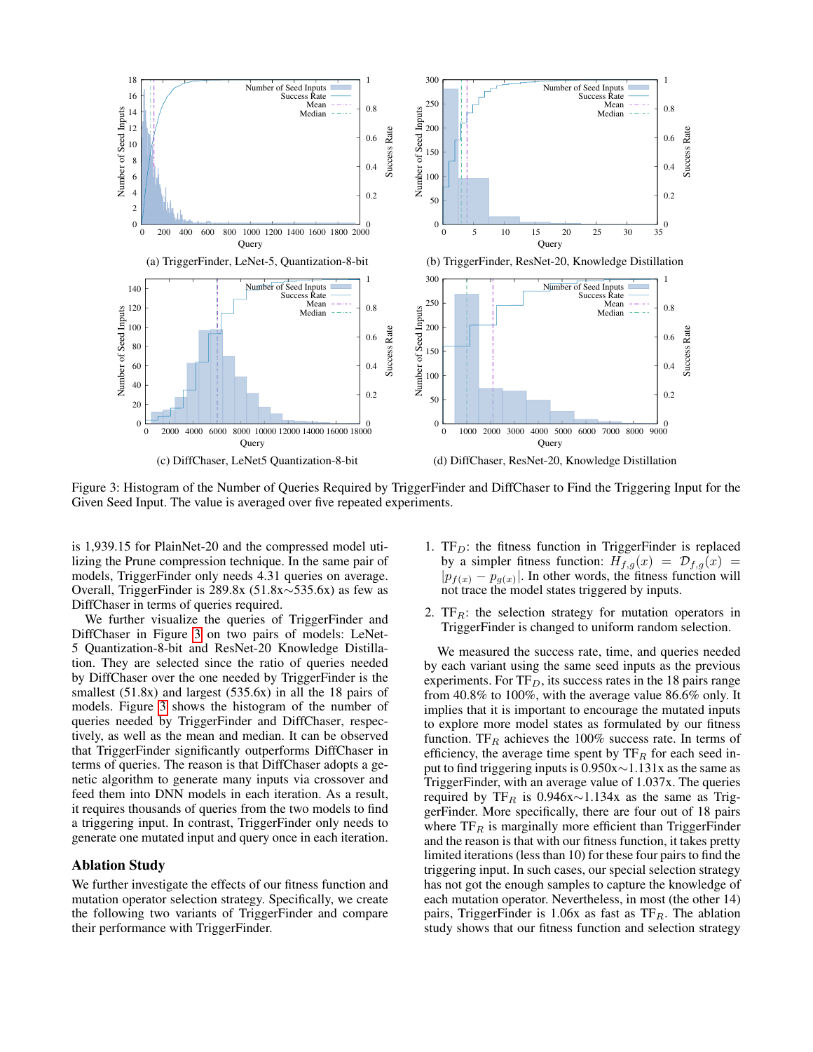(a) TriggerFinder, LeNet-5, Quantization-8-bit

(b) TriggerFinder, ResNet-20, Knowledge Distillation

(c) DiffChaser, LeNet5 Quantization-8-bit

(d) DiffChaser, ResNet-20, Knowledge Distillation

Figure 3: Histogram of the Number of Queries Required by TriggerFinder and DiffChaser to Find the Triggering Input for the Given Seed Input. The value is averaged over five repeated experiments.

is 1,939.15 for PlainNet-20 and the compressed model utilizing the Prune compression technique. In the same pair of models, TriggerFinder only needs 4.31 queries on average. Overall, TriggerFinder is 289.8x (51.8x∼535.6x) as few as DiffChaser in terms of queries required.

We further visualize the queries of TriggerFinder and DiffChaser in Figure 3 on two pairs of models: LeNet-5 Quantization-8-bit and ResNet-20 Knowledge Distillation. They are selected since the ratio of queries needed by DiffChaser over the one needed by TriggerFinder is the smallest (51.8x) and largest (535.6x) in all the 18 pairs of models. Figure 3 shows the histogram of the number of queries needed by TriggerFinder and DiffChaser, respectively, as well as the mean and median. It can be observed that TriggerFinder significantly outperforms DiffChaser in terms of queries. The reason is that DiffChaser adopts a genetic algorithm to generate many inputs via crossover and feed them into DNN models in each iteration. As a result, it requires thousands of queries from the two models to find a triggering input. In contrast, TriggerFinder only needs to generate one mutated input and query once in each iteration.

## Ablation Study

We further investigate the effects of our fitness function and mutation operator selection strategy. Specifically, we create the following two variants of TriggerFinder and compare their performance with TriggerFinder.

1. $\text{TF}_D$: the fitness function in TriggerFinder is replaced by a simpler fitness function: $H_{f,g}(x) = \mathcal{D}_{f,g}(x) = |p_{f(x)} - p_{g(x)}|$. In other words, the fitness function will not trace the model states triggered by inputs.
2. $\text{TF}_R$: the selection strategy for mutation operators in TriggerFinder is changed to uniform random selection.

We measured the success rate, time, and queries needed by each variant using the same seed inputs as the previous experiments. For $\text{TF}_D$, its success rates in the 18 pairs range from 40.8% to 100%, with the average value 86.6% only. It implies that it is important to encourage the mutated inputs to explore more model states as formulated by our fitness function. $\text{TF}_R$ achieves the 100% success rate. In terms of efficiency, the average time spent by $\text{TF}_R$ for each seed input to find triggering inputs is 0.950x∼1.131x as the same as TriggerFinder, with an average value of 1.037x. The queries required by $\text{TF}_R$ is 0.946x∼1.134x as the same as TriggerFinder. More specifically, there are four out of 18 pairs where $\text{TF}_R$ is marginally more efficient than TriggerFinder and the reason is that with our fitness function, it takes pretty limited iterations (less than 10) for these four pairs to find the triggering input. In such cases, our special selection strategy has not got the enough samples to capture the knowledge of each mutation operator. Nevertheless, in most (the other 14) pairs, TriggerFinder is 1.06x as fast as $\text{TF}_R$. The ablation study shows that our fitness function and selection strategy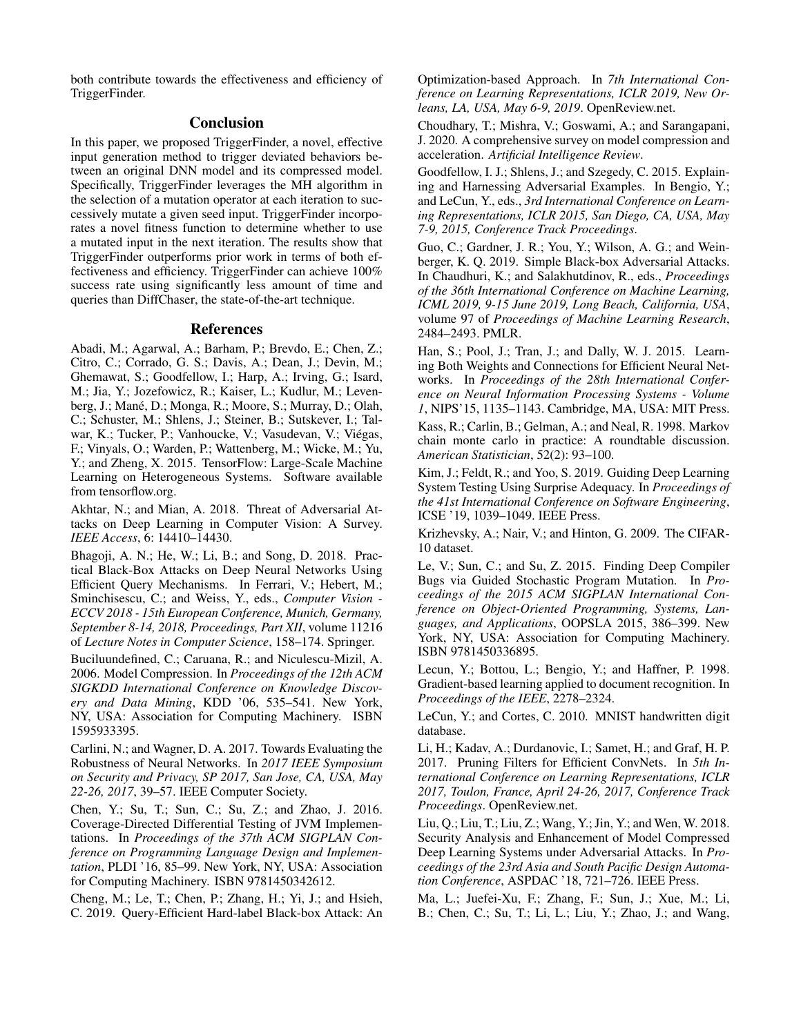both contribute towards the effectiveness and efficiency of TriggerFinder.

## Conclusion

In this paper, we proposed TriggerFinder, a novel, effective input generation method to trigger deviated behaviors between an original DNN model and its compressed model. Specifically, TriggerFinder leverages the MH algorithm in the selection of a mutation operator at each iteration to successively mutate a given seed input. TriggerFinder incorporates a novel fitness function to determine whether to use a mutated input in the next iteration. The results show that TriggerFinder outperforms prior work in terms of both effectiveness and efficiency. TriggerFinder can achieve 100% success rate using significantly less amount of time and queries than DiffChaser, the state-of-the-art technique.

## References

Abadi, M.; Agarwal, A.; Barham, P.; Brevdo, E.; Chen, Z.; Citro, C.; Corrado, G. S.; Davis, A.; Dean, J.; Devin, M.; Ghemawat, S.; Goodfellow, I.; Harp, A.; Irving, G.; Isard, M.; Jia, Y.; Jozefowicz, R.; Kaiser, L.; Kudlur, M.; Levenberg, J.; Mané, D.; Monga, R.; Moore, S.; Murray, D.; Olah, C.; Schuster, M.; Shlens, J.; Steiner, B.; Sutskever, I.; Talwar, K.; Tucker, P.; Vanhoucke, V.; Vasudevan, V.; Viégas, F.; Vinyals, O.; Warden, P.; Wattenberg, M.; Wicke, M.; Yu, Y.; and Zheng, X. 2015. TensorFlow: Large-Scale Machine Learning on Heterogeneous Systems. Software available from tensorflow.org.

Akhtar, N.; and Mian, A. 2018. Threat of Adversarial Attacks on Deep Learning in Computer Vision: A Survey. *IEEE Access*, 6: 14410–14430.

Bhagoji, A. N.; He, W.; Li, B.; and Song, D. 2018. Practical Black-Box Attacks on Deep Neural Networks Using Efficient Query Mechanisms. In Ferrari, V.; Hebert, M.; Sminchisescu, C.; and Weiss, Y., eds., *Computer Vision - ECCV 2018 - 15th European Conference, Munich, Germany, September 8-14, 2018, Proceedings, Part XII*, volume 11216 of *Lecture Notes in Computer Science*, 158–174. Springer.

Buciluundefined, C.; Caruana, R.; and Niculescu-Mizil, A. 2006. Model Compression. In *Proceedings of the 12th ACM SIGKDD International Conference on Knowledge Discovery and Data Mining*, KDD '06, 535–541. New York, NY, USA: Association for Computing Machinery. ISBN 1595933395.

Carlini, N.; and Wagner, D. A. 2017. Towards Evaluating the Robustness of Neural Networks. In *2017 IEEE Symposium on Security and Privacy, SP 2017, San Jose, CA, USA, May 22-26, 2017*, 39–57. IEEE Computer Society.

Chen, Y.; Su, T.; Sun, C.; Su, Z.; and Zhao, J. 2016. Coverage-Directed Differential Testing of JVM Implementations. In *Proceedings of the 37th ACM SIGPLAN Conference on Programming Language Design and Implementation*, PLDI '16, 85–99. New York, NY, USA: Association for Computing Machinery. ISBN 9781450342612.

Cheng, M.; Le, T.; Chen, P.; Zhang, H.; Yi, J.; and Hsieh, C. 2019. Query-Efficient Hard-label Black-box Attack: An Optimization-based Approach. In *7th International Conference on Learning Representations, ICLR 2019, New Orleans, LA, USA, May 6-9, 2019*. OpenReview.net.

Choudhary, T.; Mishra, V.; Goswami, A.; and Sarangapani, J. 2020. A comprehensive survey on model compression and acceleration. *Artificial Intelligence Review*.

Goodfellow, I. J.; Shlens, J.; and Szegedy, C. 2015. Explaining and Harnessing Adversarial Examples. In Bengio, Y.; and LeCun, Y., eds., *3rd International Conference on Learning Representations, ICLR 2015, San Diego, CA, USA, May 7-9, 2015, Conference Track Proceedings*.

Guo, C.; Gardner, J. R.; You, Y.; Wilson, A. G.; and Weinberger, K. Q. 2019. Simple Black-box Adversarial Attacks. In Chaudhuri, K.; and Salakhutdinov, R., eds., *Proceedings of the 36th International Conference on Machine Learning, ICML 2019, 9-15 June 2019, Long Beach, California, USA*, volume 97 of *Proceedings of Machine Learning Research*, 2484–2493. PMLR.

Han, S.; Pool, J.; Tran, J.; and Dally, W. J. 2015. Learning Both Weights and Connections for Efficient Neural Networks. In *Proceedings of the 28th International Conference on Neural Information Processing Systems - Volume 1*, NIPS'15, 1135–1143. Cambridge, MA, USA: MIT Press.

Kass, R.; Carlin, B.; Gelman, A.; and Neal, R. 1998. Markov chain monte carlo in practice: A roundtable discussion. *American Statistician*, 52(2): 93–100.

Kim, J.; Feldt, R.; and Yoo, S. 2019. Guiding Deep Learning System Testing Using Surprise Adequacy. In *Proceedings of the 41st International Conference on Software Engineering*, ICSE '19, 1039–1049. IEEE Press.

Krizhevsky, A.; Nair, V.; and Hinton, G. 2009. The CIFAR-10 dataset.

Le, V.; Sun, C.; and Su, Z. 2015. Finding Deep Compiler Bugs via Guided Stochastic Program Mutation. In *Proceedings of the 2015 ACM SIGPLAN International Conference on Object-Oriented Programming, Systems, Languages, and Applications*, OOPSLA 2015, 386–399. New York, NY, USA: Association for Computing Machinery. ISBN 9781450336895.

Lecun, Y.; Bottou, L.; Bengio, Y.; and Haffner, P. 1998. Gradient-based learning applied to document recognition. In *Proceedings of the IEEE*, 2278–2324.

LeCun, Y.; and Cortes, C. 2010. MNIST handwritten digit database.

Li, H.; Kadav, A.; Durdanovic, I.; Samet, H.; and Graf, H. P. 2017. Pruning Filters for Efficient ConvNets. In *5th International Conference on Learning Representations, ICLR 2017, Toulon, France, April 24-26, 2017, Conference Track Proceedings*. OpenReview.net.

Liu, Q.; Liu, T.; Liu, Z.; Wang, Y.; Jin, Y.; and Wen, W. 2018. Security Analysis and Enhancement of Model Compressed Deep Learning Systems under Adversarial Attacks. In *Proceedings of the 23rd Asia and South Pacific Design Automation Conference*, ASPDAC '18, 721–726. IEEE Press.

Ma, L.; Juefei-Xu, F.; Zhang, F.; Sun, J.; Xue, M.; Li, B.; Chen, C.; Su, T.; Li, L.; Liu, Y.; Zhao, J.; and Wang,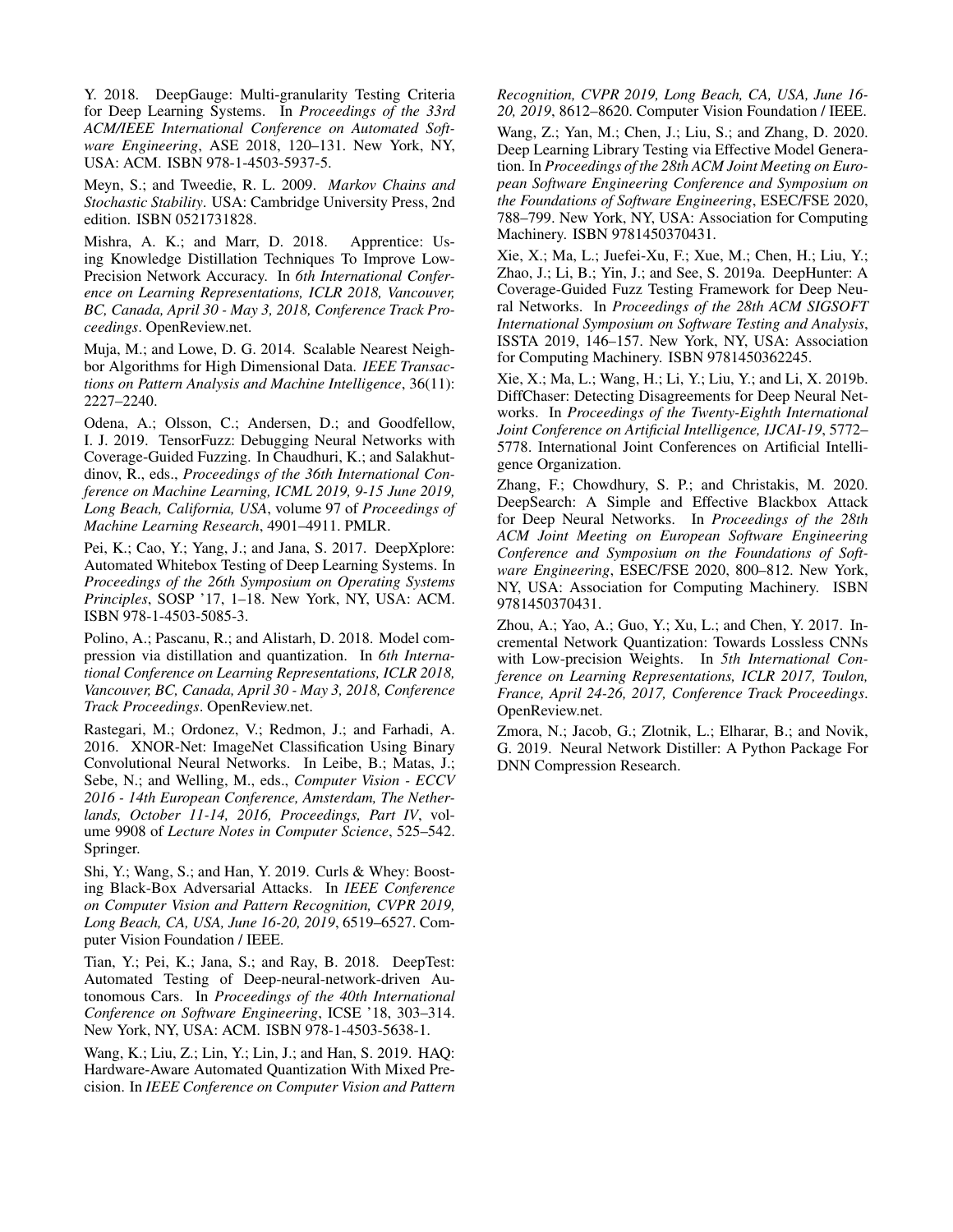Y. 2018. DeepGauge: Multi-granularity Testing Criteria for Deep Learning Systems. In *Proceedings of the 33rd ACM/IEEE International Conference on Automated Software Engineering*, ASE 2018, 120–131. New York, NY, USA: ACM. ISBN 978-1-4503-5937-5.

Meyn, S.; and Tweedie, R. L. 2009. *Markov Chains and Stochastic Stability*. USA: Cambridge University Press, 2nd edition. ISBN 0521731828.

Mishra, A. K.; and Marr, D. 2018. Apprentice: Using Knowledge Distillation Techniques To Improve Low-Precision Network Accuracy. In *6th International Conference on Learning Representations, ICLR 2018, Vancouver, BC, Canada, April 30 - May 3, 2018, Conference Track Proceedings*. OpenReview.net.

Muja, M.; and Lowe, D. G. 2014. Scalable Nearest Neighbor Algorithms for High Dimensional Data. *IEEE Transactions on Pattern Analysis and Machine Intelligence*, 36(11): 2227–2240.

Odena, A.; Olsson, C.; Andersen, D.; and Goodfellow, I. J. 2019. TensorFuzz: Debugging Neural Networks with Coverage-Guided Fuzzing. In Chaudhuri, K.; and Salakhutdinov, R., eds., *Proceedings of the 36th International Conference on Machine Learning, ICML 2019, 9-15 June 2019, Long Beach, California, USA*, volume 97 of *Proceedings of Machine Learning Research*, 4901–4911. PMLR.

Pei, K.; Cao, Y.; Yang, J.; and Jana, S. 2017. DeepXplore: Automated Whitebox Testing of Deep Learning Systems. In *Proceedings of the 26th Symposium on Operating Systems Principles*, SOSP '17, 1–18. New York, NY, USA: ACM. ISBN 978-1-4503-5085-3.

Polino, A.; Pascanu, R.; and Alistarh, D. 2018. Model compression via distillation and quantization. In *6th International Conference on Learning Representations, ICLR 2018, Vancouver, BC, Canada, April 30 - May 3, 2018, Conference Track Proceedings*. OpenReview.net.

Rastegari, M.; Ordonez, V.; Redmon, J.; and Farhadi, A. 2016. XNOR-Net: ImageNet Classification Using Binary Convolutional Neural Networks. In Leibe, B.; Matas, J.; Sebe, N.; and Welling, M., eds., *Computer Vision - ECCV 2016 - 14th European Conference, Amsterdam, The Netherlands, October 11-14, 2016, Proceedings, Part IV*, volume 9908 of *Lecture Notes in Computer Science*, 525–542. Springer.

Shi, Y.; Wang, S.; and Han, Y. 2019. Curls & Whey: Boosting Black-Box Adversarial Attacks. In *IEEE Conference on Computer Vision and Pattern Recognition, CVPR 2019, Long Beach, CA, USA, June 16-20, 2019*, 6519–6527. Computer Vision Foundation / IEEE.

Tian, Y.; Pei, K.; Jana, S.; and Ray, B. 2018. DeepTest: Automated Testing of Deep-neural-network-driven Autonomous Cars. In *Proceedings of the 40th International Conference on Software Engineering*, ICSE '18, 303–314. New York, NY, USA: ACM. ISBN 978-1-4503-5638-1.

Wang, K.; Liu, Z.; Lin, Y.; Lin, J.; and Han, S. 2019. HAQ: Hardware-Aware Automated Quantization With Mixed Precision. In *IEEE Conference on Computer Vision and Pattern Recognition, CVPR 2019, Long Beach, CA, USA, June 16-20, 2019*, 8612–8620. Computer Vision Foundation / IEEE.

Wang, Z.; Yan, M.; Chen, J.; Liu, S.; and Zhang, D. 2020. Deep Learning Library Testing via Effective Model Generation. In *Proceedings of the 28th ACM Joint Meeting on European Software Engineering Conference and Symposium on the Foundations of Software Engineering*, ESEC/FSE 2020, 788–799. New York, NY, USA: Association for Computing Machinery. ISBN 9781450370431.

Xie, X.; Ma, L.; Juefei-Xu, F.; Xue, M.; Chen, H.; Liu, Y.; Zhao, J.; Li, B.; Yin, J.; and See, S. 2019a. DeepHunter: A Coverage-Guided Fuzz Testing Framework for Deep Neural Networks. In *Proceedings of the 28th ACM SIGSOFT International Symposium on Software Testing and Analysis*, ISSTA 2019, 146–157. New York, NY, USA: Association for Computing Machinery. ISBN 9781450362245.

Xie, X.; Ma, L.; Wang, H.; Li, Y.; Liu, Y.; and Li, X. 2019b. DiffChaser: Detecting Disagreements for Deep Neural Networks. In *Proceedings of the Twenty-Eighth International Joint Conference on Artificial Intelligence, IJCAI-19*, 5772–5778. International Joint Conferences on Artificial Intelligence Organization.

Zhang, F.; Chowdhury, S. P.; and Christakis, M. 2020. DeepSearch: A Simple and Effective Blackbox Attack for Deep Neural Networks. In *Proceedings of the 28th ACM Joint Meeting on European Software Engineering Conference and Symposium on the Foundations of Software Engineering*, ESEC/FSE 2020, 800–812. New York, NY, USA: Association for Computing Machinery. ISBN 9781450370431.

Zhou, A.; Yao, A.; Guo, Y.; Xu, L.; and Chen, Y. 2017. Incremental Network Quantization: Towards Lossless CNNs with Low-precision Weights. In *5th International Conference on Learning Representations, ICLR 2017, Toulon, France, April 24-26, 2017, Conference Track Proceedings*. OpenReview.net.

Zmora, N.; Jacob, G.; Zlotnik, L.; Elharar, B.; and Novik, G. 2019. Neural Network Distiller: A Python Package For DNN Compression Research.